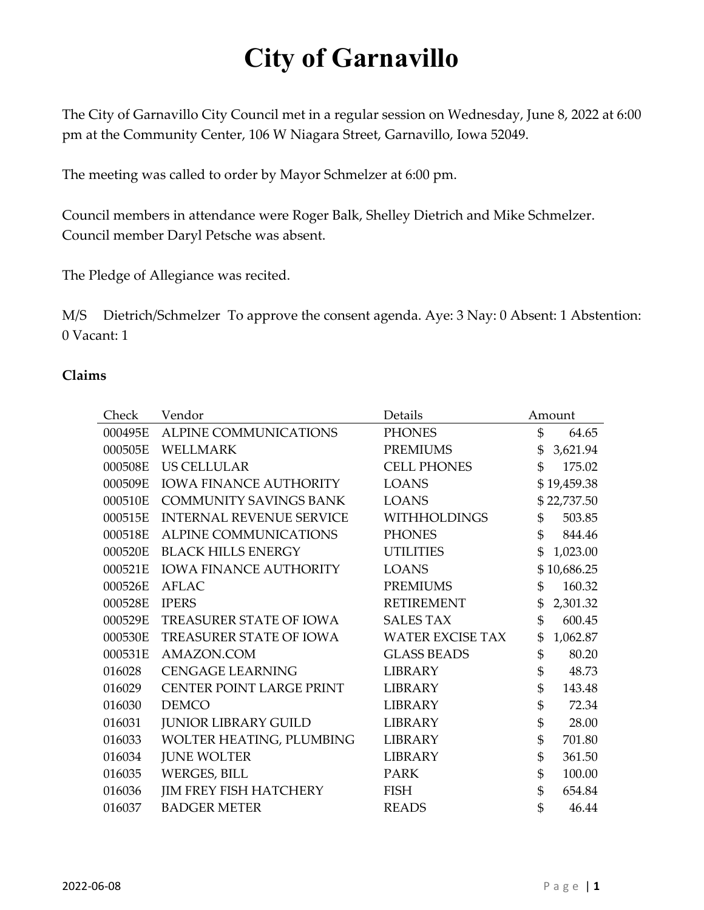# City of Garnavillo

The City of Garnavillo City Council met in a regular session on Wednesday, June 8, 2022 at 6:00 pm at the Community Center, 106 W Niagara Street, Garnavillo, Iowa 52049.

The meeting was called to order by Mayor Schmelzer at 6:00 pm.

Council members in attendance were Roger Balk, Shelley Dietrich and Mike Schmelzer. Council member Daryl Petsche was absent.

The Pledge of Allegiance was recited.

M/S Dietrich/Schmelzer To approve the consent agenda. Aye: 3 Nay: 0 Absent: 1 Abstention: 0 Vacant: 1

**Claims**

| Check | Vendor | Details | Amount |
|---|---|---|---|
| 000495E | ALPINE COMMUNICATIONS | PHONES | $ 64.65 |
| 000505E | WELLMARK | PREMIUMS | $ 3,621.94 |
| 000508E | US CELLULAR | CELL PHONES | $ 175.02 |
| 000509E | IOWA FINANCE AUTHORITY | LOANS | $ 19,459.38 |
| 000510E | COMMUNITY SAVINGS BANK | LOANS | $ 22,737.50 |
| 000515E | INTERNAL REVENUE SERVICE | WITHHOLDINGS | $ 503.85 |
| 000518E | ALPINE COMMUNICATIONS | PHONES | $ 844.46 |
| 000520E | BLACK HILLS ENERGY | UTILITIES | $ 1,023.00 |
| 000521E | IOWA FINANCE AUTHORITY | LOANS | $ 10,686.25 |
| 000526E | AFLAC | PREMIUMS | $ 160.32 |
| 000528E | IPERS | RETIREMENT | $ 2,301.32 |
| 000529E | TREASURER STATE OF IOWA | SALES TAX | $ 600.45 |
| 000530E | TREASURER STATE OF IOWA | WATER EXCISE TAX | $ 1,062.87 |
| 000531E | AMAZON.COM | GLASS BEADS | $ 80.20 |
| 016028 | CENGAGE LEARNING | LIBRARY | $ 48.73 |
| 016029 | CENTER POINT LARGE PRINT | LIBRARY | $ 143.48 |
| 016030 | DEMCO | LIBRARY | $ 72.34 |
| 016031 | JUNIOR LIBRARY GUILD | LIBRARY | $ 28.00 |
| 016033 | WOLTER HEATING, PLUMBING | LIBRARY | $ 701.80 |
| 016034 | JUNE WOLTER | LIBRARY | $ 361.50 |
| 016035 | WERGES, BILL | PARK | $ 100.00 |
| 016036 | JIM FREY FISH HATCHERY | FISH | $ 654.84 |
| 016037 | BADGER METER | READS | $ 46.44 |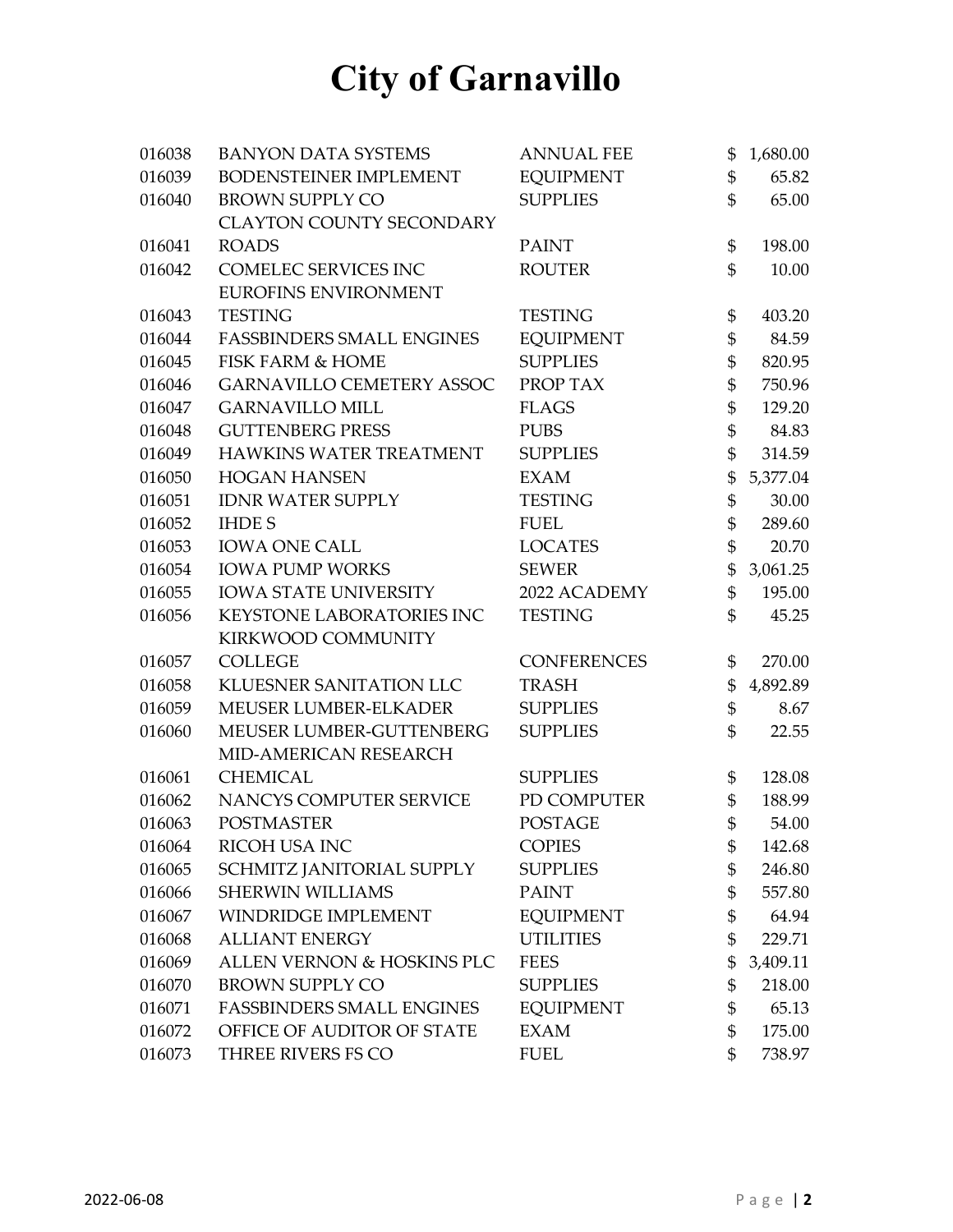# City of Garnavillo

| | | | |
|---|---|---|---|
| 016038 | BANYON DATA SYSTEMS | ANNUAL FEE | $ 1,680.00 |
| 016039 | BODENSTEINER IMPLEMENT | EQUIPMENT | $ 65.82 |
| 016040 | BROWN SUPPLY CO | SUPPLIES | $ 65.00 |
| 016041 | CLAYTON COUNTY SECONDARY ROADS | PAINT | $ 198.00 |
| 016042 | COMELEC SERVICES INC | ROUTER | $ 10.00 |
| 016043 | EUROFINS ENVIRONMENT TESTING | TESTING | $ 403.20 |
| 016044 | FASSBINDERS SMALL ENGINES | EQUIPMENT | $ 84.59 |
| 016045 | FISK FARM & HOME | SUPPLIES | $ 820.95 |
| 016046 | GARNAVILLO CEMETERY ASSOC | PROP TAX | $ 750.96 |
| 016047 | GARNAVILLO MILL | FLAGS | $ 129.20 |
| 016048 | GUTTENBERG PRESS | PUBS | $ 84.83 |
| 016049 | HAWKINS WATER TREATMENT | SUPPLIES | $ 314.59 |
| 016050 | HOGAN HANSEN | EXAM | $ 5,377.04 |
| 016051 | IDNR WATER SUPPLY | TESTING | $ 30.00 |
| 016052 | IHDE S | FUEL | $ 289.60 |
| 016053 | IOWA ONE CALL | LOCATES | $ 20.70 |
| 016054 | IOWA PUMP WORKS | SEWER | $ 3,061.25 |
| 016055 | IOWA STATE UNIVERSITY | 2022 ACADEMY | $ 195.00 |
| 016056 | KEYSTONE LABORATORIES INC | TESTING | $ 45.25 |
| 016057 | KIRKWOOD COMMUNITY COLLEGE | CONFERENCES | $ 270.00 |
| 016058 | KLUESNER SANITATION LLC | TRASH | $ 4,892.89 |
| 016059 | MEUSER LUMBER-ELKADER | SUPPLIES | $ 8.67 |
| 016060 | MEUSER LUMBER-GUTTENBERG | SUPPLIES | $ 22.55 |
| 016061 | MID-AMERICAN RESEARCH CHEMICAL | SUPPLIES | $ 128.08 |
| 016062 | NANCYS COMPUTER SERVICE | PD COMPUTER | $ 188.99 |
| 016063 | POSTMASTER | POSTAGE | $ 54.00 |
| 016064 | RICOH USA INC | COPIES | $ 142.68 |
| 016065 | SCHMITZ JANITORIAL SUPPLY | SUPPLIES | $ 246.80 |
| 016066 | SHERWIN WILLIAMS | PAINT | $ 557.80 |
| 016067 | WINDRIDGE IMPLEMENT | EQUIPMENT | $ 64.94 |
| 016068 | ALLIANT ENERGY | UTILITIES | $ 229.71 |
| 016069 | ALLEN VERNON & HOSKINS PLC | FEES | $ 3,409.11 |
| 016070 | BROWN SUPPLY CO | SUPPLIES | $ 218.00 |
| 016071 | FASSBINDERS SMALL ENGINES | EQUIPMENT | $ 65.13 |
| 016072 | OFFICE OF AUDITOR OF STATE | EXAM | $ 175.00 |
| 016073 | THREE RIVERS FS CO | FUEL | $ 738.97 |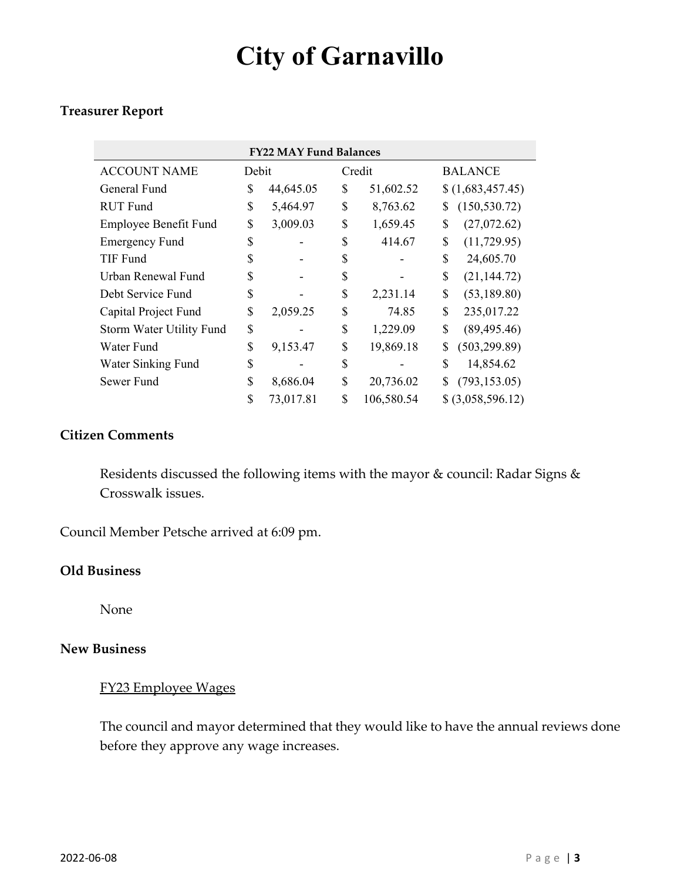# City of Garnavillo

### Treasurer Report

| FY22 MAY Fund Balances | | | |
|---|---|---|---|
| ACCOUNT NAME | Debit | Credit | BALANCE |
| General Fund | $ 44,645.05 | $ 51,602.52 | $ (1,683,457.45) |
| RUT Fund | $ 5,464.97 | $ 8,763.62 | $ (150,530.72) |
| Employee Benefit Fund | $ 3,009.03 | $ 1,659.45 | $ (27,072.62) |
| Emergency Fund | $ - | $ 414.67 | $ (11,729.95) |
| TIF Fund | $ - | $ - | $ 24,605.70 |
| Urban Renewal Fund | $ - | $ - | $ (21,144.72) |
| Debt Service Fund | $ - | $ 2,231.14 | $ (53,189.80) |
| Capital Project Fund | $ 2,059.25 | $ 74.85 | $ 235,017.22 |
| Storm Water Utility Fund | $ - | $ 1,229.09 | $ (89,495.46) |
| Water Fund | $ 9,153.47 | $ 19,869.18 | $ (503,299.89) |
| Water Sinking Fund | $ - | $ - | $ 14,854.62 |
| Sewer Fund | $ 8,686.04 | $ 20,736.02 | $ (793,153.05) |
| | $ 73,017.81 | $ 106,580.54 | $ (3,058,596.12) |

### Citizen Comments

Residents discussed the following items with the mayor & council: Radar Signs & Crosswalk issues.

Council Member Petsche arrived at 6:09 pm.

### Old Business

None

### New Business

FY23 Employee Wages

The council and mayor determined that they would like to have the annual reviews done before they approve any wage increases.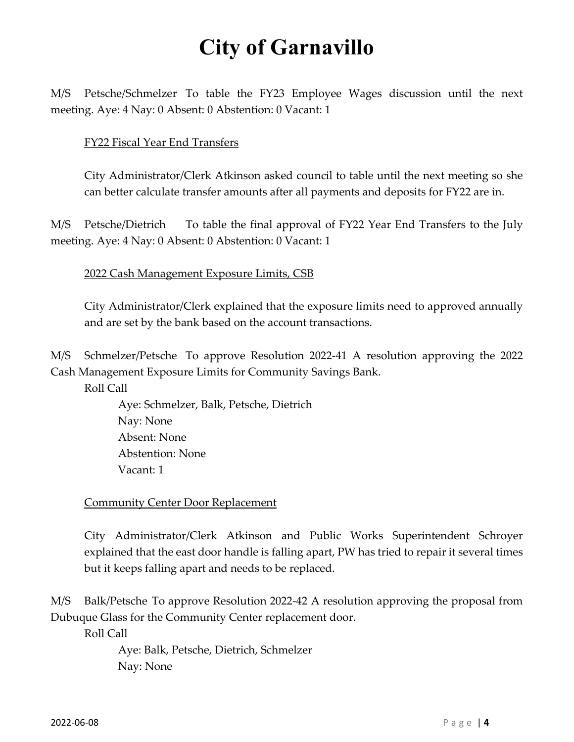# City of Garnavillo

M/S Petsche/Schmelzer To table the FY23 Employee Wages discussion until the next meeting. Aye: 4 Nay: 0 Absent: 0 Abstention: 0 Vacant: 1

FY22 Fiscal Year End Transfers

City Administrator/Clerk Atkinson asked council to table until the next meeting so she can better calculate transfer amounts after all payments and deposits for FY22 are in.

M/S Petsche/Dietrich To table the final approval of FY22 Year End Transfers to the July meeting. Aye: 4 Nay: 0 Absent: 0 Abstention: 0 Vacant: 1

2022 Cash Management Exposure Limits, CSB

City Administrator/Clerk explained that the exposure limits need to approved annually and are set by the bank based on the account transactions.

M/S Schmelzer/Petsche To approve Resolution 2022-41 A resolution approving the 2022 Cash Management Exposure Limits for Community Savings Bank.

Roll Call

Aye: Schmelzer, Balk, Petsche, Dietrich
Nay: None
Absent: None
Abstention: None
Vacant: 1

Community Center Door Replacement

City Administrator/Clerk Atkinson and Public Works Superintendent Schroyer explained that the east door handle is falling apart, PW has tried to repair it several times but it keeps falling apart and needs to be replaced.

M/S Balk/Petsche To approve Resolution 2022-42 A resolution approving the proposal from Dubuque Glass for the Community Center replacement door.

Roll Call

Aye: Balk, Petsche, Dietrich, Schmelzer
Nay: None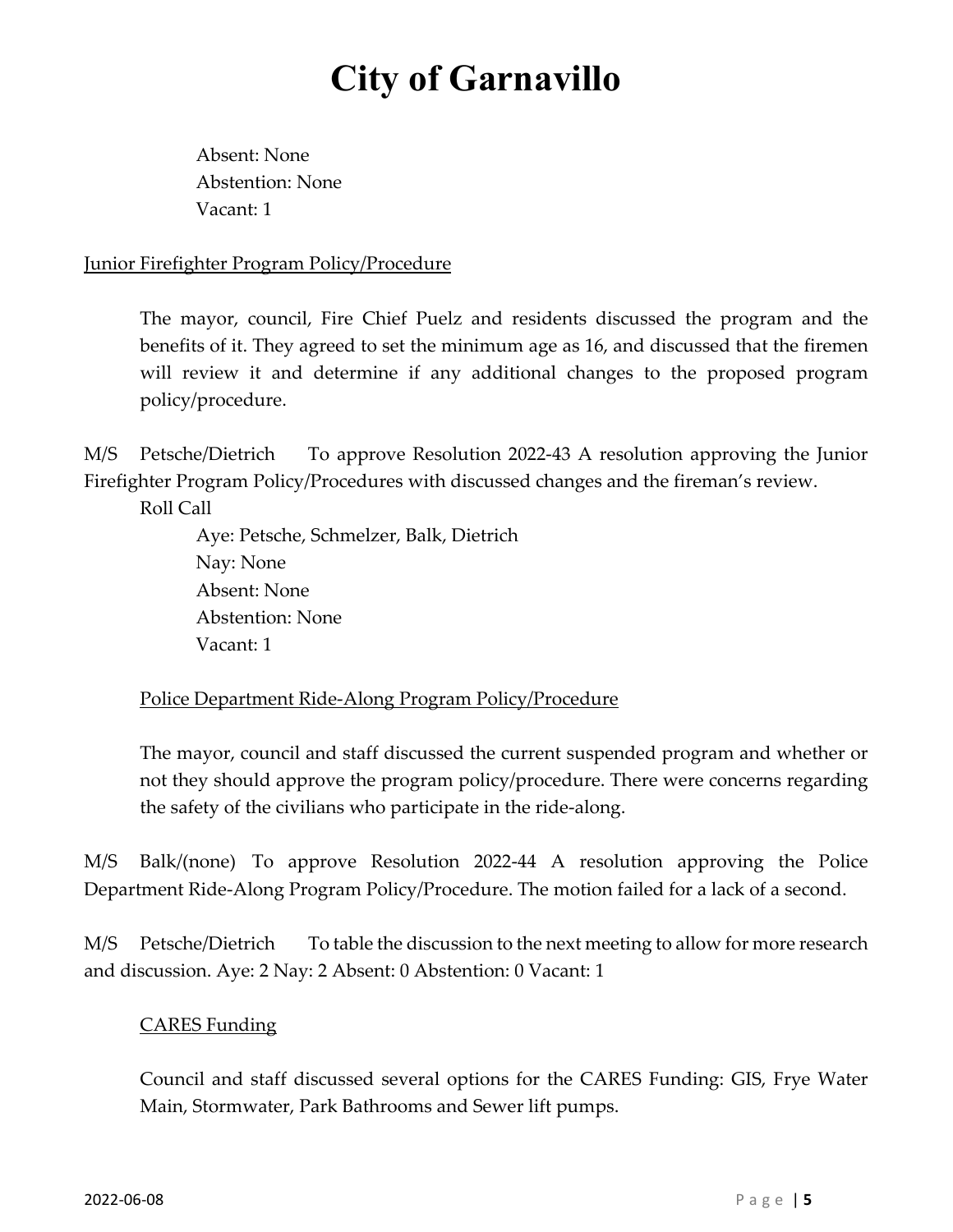Absent: None
Abstention: None
Vacant: 1

Junior Firefighter Program Policy/Procedure

The mayor, council, Fire Chief Puelz and residents discussed the program and the benefits of it. They agreed to set the minimum age as 16, and discussed that the firemen will review it and determine if any additional changes to the proposed program policy/procedure.

M/S Petsche/Dietrich To approve Resolution 2022-43 A resolution approving the Junior Firefighter Program Policy/Procedures with discussed changes and the fireman's review.

Roll Call

Aye: Petsche, Schmelzer, Balk, Dietrich
Nay: None
Absent: None
Abstention: None
Vacant: 1

Police Department Ride-Along Program Policy/Procedure

The mayor, council and staff discussed the current suspended program and whether or not they should approve the program policy/procedure. There were concerns regarding the safety of the civilians who participate in the ride-along.

M/S Balk/(none) To approve Resolution 2022-44 A resolution approving the Police Department Ride-Along Program Policy/Procedure. The motion failed for a lack of a second.

M/S Petsche/Dietrich To table the discussion to the next meeting to allow for more research and discussion. Aye: 2 Nay: 2 Absent: 0 Abstention: 0 Vacant: 1

CARES Funding

Council and staff discussed several options for the CARES Funding: GIS, Frye Water Main, Stormwater, Park Bathrooms and Sewer lift pumps.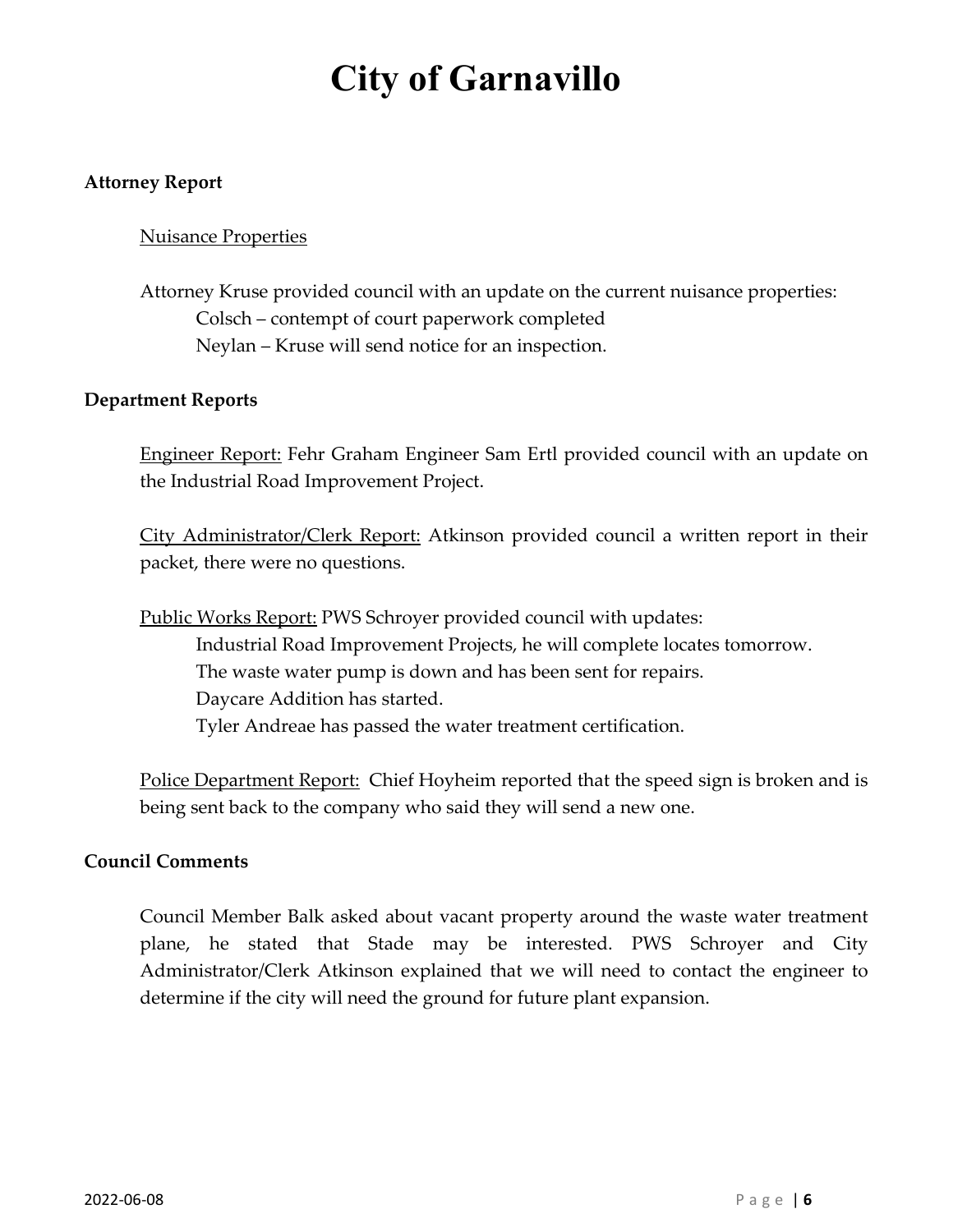# City of Garnavillo

**Attorney Report**

Nuisance Properties

Attorney Kruse provided council with an update on the current nuisance properties:

Colsch – contempt of court paperwork completed

Neylan – Kruse will send notice for an inspection.

**Department Reports**

Engineer Report: Fehr Graham Engineer Sam Ertl provided council with an update on the Industrial Road Improvement Project.

City Administrator/Clerk Report: Atkinson provided council a written report in their packet, there were no questions.

Public Works Report: PWS Schroyer provided council with updates:

Industrial Road Improvement Projects, he will complete locates tomorrow.

The waste water pump is down and has been sent for repairs.

Daycare Addition has started.

Tyler Andreae has passed the water treatment certification.

Police Department Report: Chief Hoyheim reported that the speed sign is broken and is being sent back to the company who said they will send a new one.

**Council Comments**

Council Member Balk asked about vacant property around the waste water treatment plane, he stated that Stade may be interested. PWS Schroyer and City Administrator/Clerk Atkinson explained that we will need to contact the engineer to determine if the city will need the ground for future plant expansion.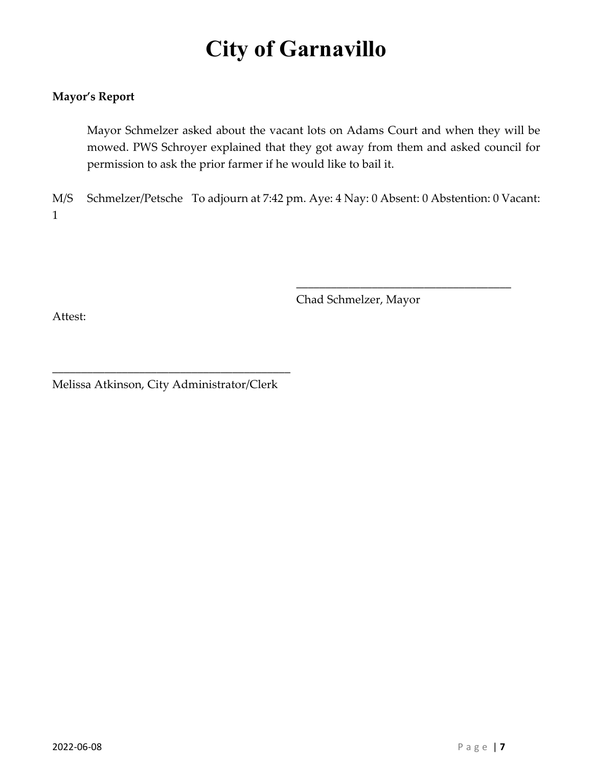# City of Garnavillo

**Mayor's Report**

Mayor Schmelzer asked about the vacant lots on Adams Court and when they will be mowed. PWS Schroyer explained that they got away from them and asked council for permission to ask the prior farmer if he would like to bail it.

M/S Schmelzer/Petsche To adjourn at 7:42 pm. Aye: 4 Nay: 0 Absent: 0 Abstention: 0 Vacant: 1

\_\_\_\_\_\_\_\_\_\_\_\_\_\_\_\_\_\_\_\_\_\_\_\_\_\_\_\_\_\_\_\_\_\_\_\_\_\_
Chad Schmelzer, Mayor

Attest:

\_\_\_\_\_\_\_\_\_\_\_\_\_\_\_\_\_\_\_\_\_\_\_\_\_\_\_\_\_\_\_\_\_\_\_\_\_\_
Melissa Atkinson, City Administrator/Clerk

2022-06-08